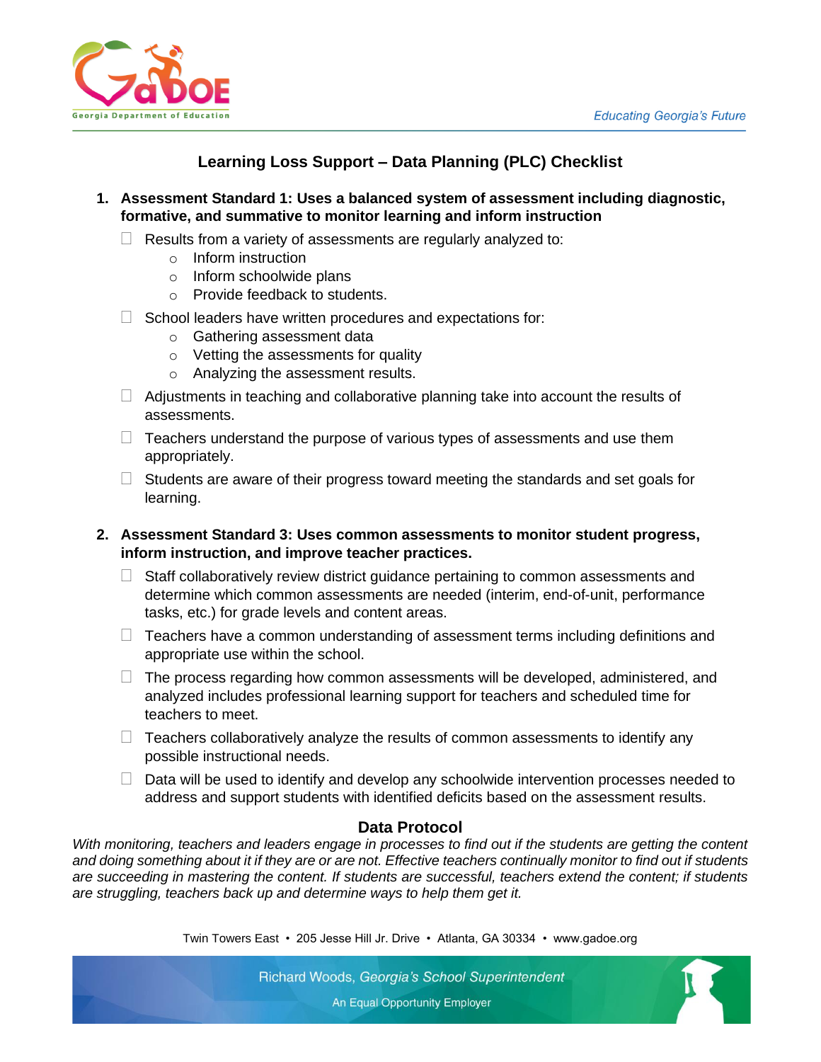# Learning Loss Support – Data Planning (PLC) Checklist

1. **Assessment Standard 1: Uses a balanced system of assessment including diagnostic, formative, and summative to monitor learning and inform instruction**
   - ☐ Results from a variety of assessments are regularly analyzed to:
     - Inform instruction
     - Inform schoolwide plans
     - Provide feedback to students.
   - ☐ School leaders have written procedures and expectations for:
     - Gathering assessment data
     - Vetting the assessments for quality
     - Analyzing the assessment results.
   - ☐ Adjustments in teaching and collaborative planning take into account the results of assessments.
   - ☐ Teachers understand the purpose of various types of assessments and use them appropriately.
   - ☐ Students are aware of their progress toward meeting the standards and set goals for learning.

2. **Assessment Standard 3: Uses common assessments to monitor student progress, inform instruction, and improve teacher practices.**
   - ☐ Staff collaboratively review district guidance pertaining to common assessments and determine which common assessments are needed (interim, end-of-unit, performance tasks, etc.) for grade levels and content areas.
   - ☐ Teachers have a common understanding of assessment terms including definitions and appropriate use within the school.
   - ☐ The process regarding how common assessments will be developed, administered, and analyzed includes professional learning support for teachers and scheduled time for teachers to meet.
   - ☐ Teachers collaboratively analyze the results of common assessments to identify any possible instructional needs.
   - ☐ Data will be used to identify and develop any schoolwide intervention processes needed to address and support students with identified deficits based on the assessment results.

## Data Protocol

*With monitoring, teachers and leaders engage in processes to find out if the students are getting the content and doing something about it if they are or are not. Effective teachers continually monitor to find out if students are succeeding in mastering the content. If students are successful, teachers extend the content; if students are struggling, teachers back up and determine ways to help them get it.*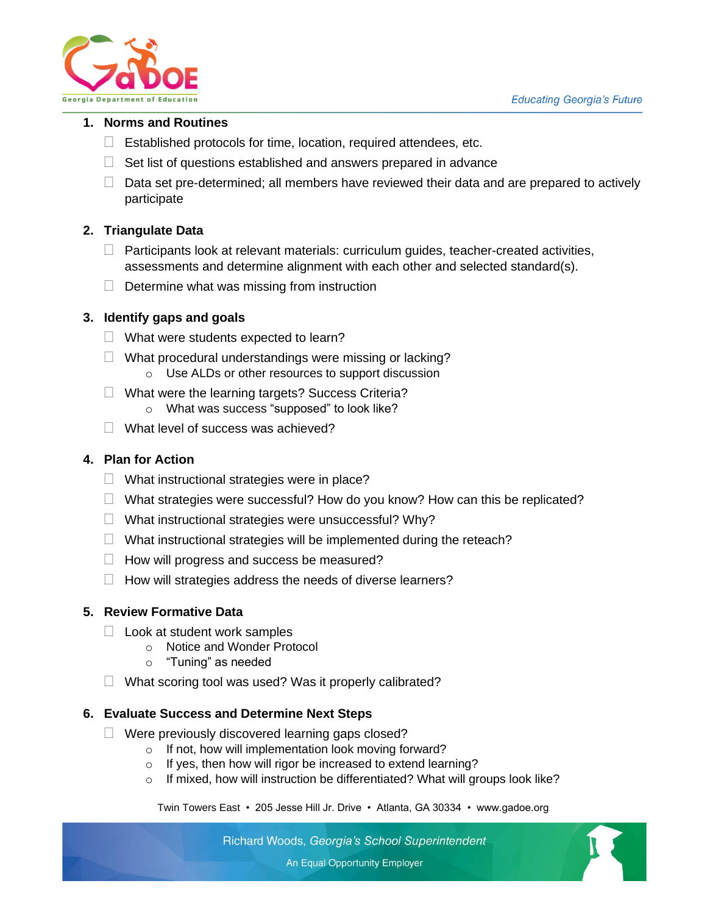1. **Norms and Routines**
   - ☐ Established protocols for time, location, required attendees, etc.
   - ☐ Set list of questions established and answers prepared in advance
   - ☐ Data set pre-determined; all members have reviewed their data and are prepared to actively participate

2. **Triangulate Data**
   - ☐ Participants look at relevant materials: curriculum guides, teacher-created activities, assessments and determine alignment with each other and selected standard(s).
   - ☐ Determine what was missing from instruction

3. **Identify gaps and goals**
   - ☐ What were students expected to learn?
   - ☐ What procedural understandings were missing or lacking?
     - Use ALDs or other resources to support discussion
   - ☐ What were the learning targets? Success Criteria?
     - What was success "supposed" to look like?
   - ☐ What level of success was achieved?

4. **Plan for Action**
   - ☐ What instructional strategies were in place?
   - ☐ What strategies were successful? How do you know? How can this be replicated?
   - ☐ What instructional strategies were unsuccessful? Why?
   - ☐ What instructional strategies will be implemented during the reteach?
   - ☐ How will progress and success be measured?
   - ☐ How will strategies address the needs of diverse learners?

5. **Review Formative Data**
   - ☐ Look at student work samples
     - Notice and Wonder Protocol
     - "Tuning" as needed
   - ☐ What scoring tool was used? Was it properly calibrated?

6. **Evaluate Success and Determine Next Steps**
   - ☐ Were previously discovered learning gaps closed?
     - If not, how will implementation look moving forward?
     - If yes, then how will rigor be increased to extend learning?
     - If mixed, how will instruction be differentiated? What will groups look like?